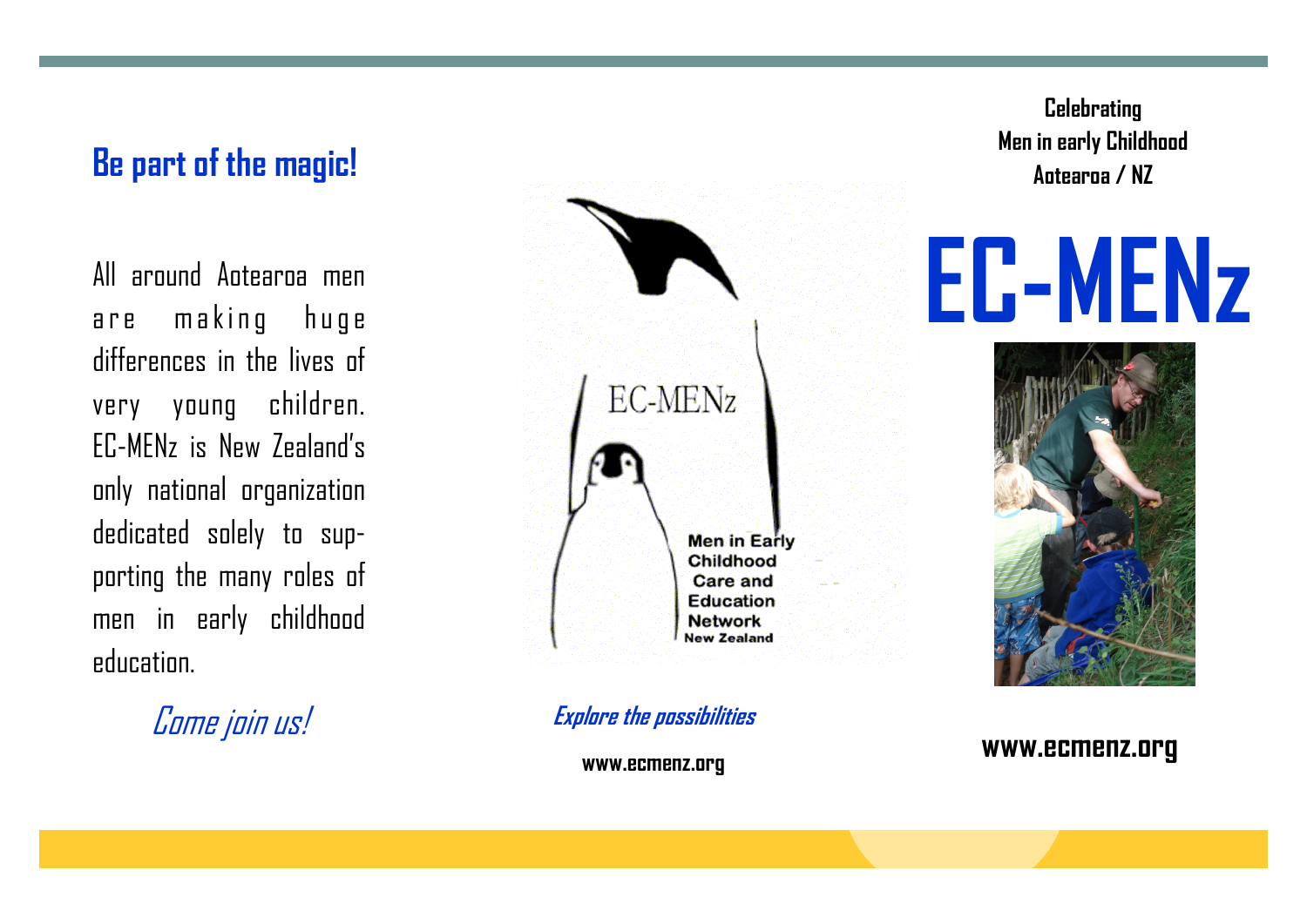## Be part of the magic!

All around Aotearoa men are making huge differences in the lives of very young children. EC-MENz is New Zealand's only national organization dedicated solely to supporting the many roles of men in early childhood education.

*Come join us!*

EC-MENz

Men in Early Childhood Care and Education Network New Zealand

***Explore the possibilities***

**www.ecmenz.org**

**Celebrating**
**Men in early Childhood**
**Aotearoa / NZ**

# EC-MENz

**www.ecmenz.org**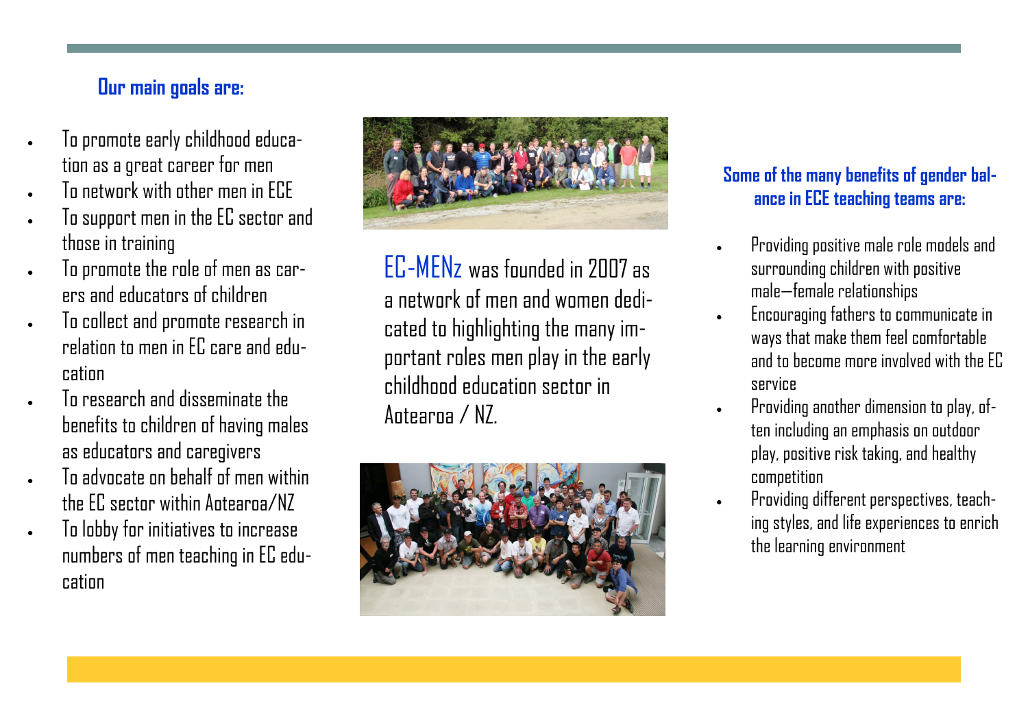### Our main goals are:

- To promote early childhood education as a great career for men
- To network with other men in ECE
- To support men in the EC sector and those in training
- To promote the role of men as carers and educators of children
- To collect and promote research in relation to men in EC care and education
- To research and disseminate the benefits to children of having males as educators and caregivers
- To advocate on behalf of men within the EC sector within Aotearoa/NZ
- To lobby for initiatives to increase numbers of men teaching in EC education

EC-MENz was founded in 2007 as a network of men and women dedicated to highlighting the many important roles men play in the early childhood education sector in Aotearoa / NZ.

### Some of the many benefits of gender balance in ECE teaching teams are:

- Providing positive male role models and surrounding children with positive male—female relationships
- Encouraging fathers to communicate in ways that make them feel comfortable and to become more involved with the EC service
- Providing another dimension to play, often including an emphasis on outdoor play, positive risk taking, and healthy competition
- Providing different perspectives, teaching styles, and life experiences to enrich the learning environment